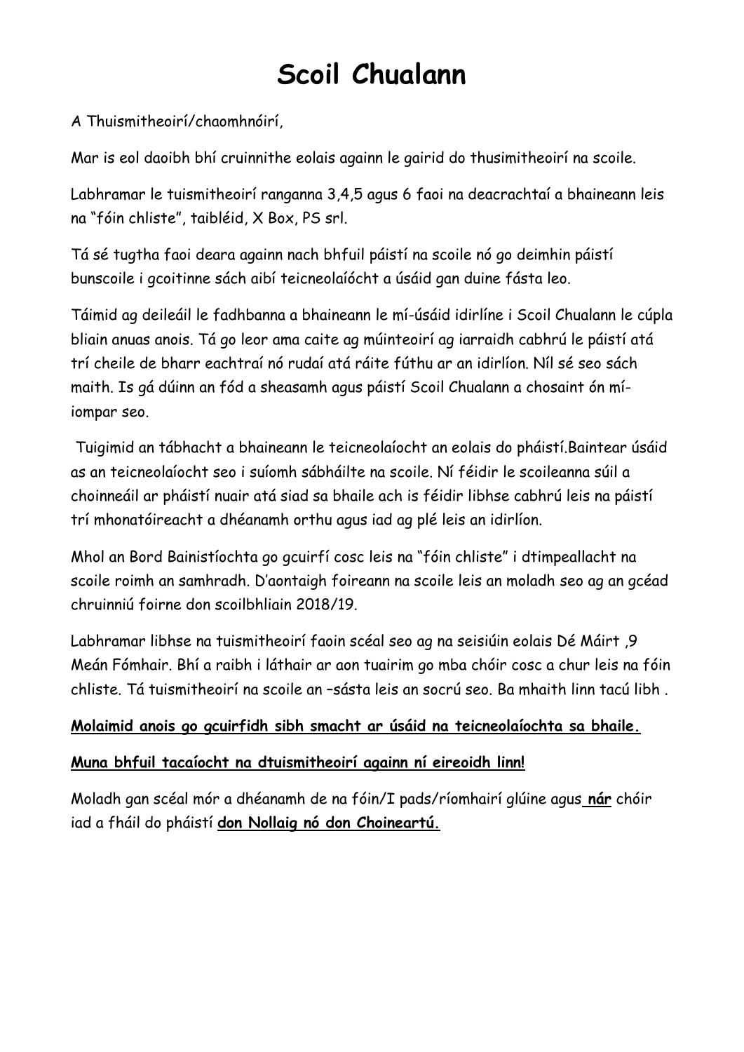# Scoil Chualann

A Thuismitheoirí/chaomhnóirí,

Mar is eol daoibh bhí cruinnithe eolais againn le gairid do thusimitheoirí na scoile.

Labhramar le tuismitheoirí ranganna 3,4,5 agus 6 faoi na deacrachtaí a bhaineann leis na "fóin chliste", taibléid, X Box, PS srl.

Tá sé tugtha faoi deara againn nach bhfuil páistí na scoile nó go deimhin páistí bunscoile i gcoitinne sách aibí teicneolaíócht a úsáid gan duine fásta leo.

Táimid ag deileáil le fadhbanna a bhaineann le mí-úsáid idirlíne i Scoil Chualann le cúpla bliain anuas anois. Tá go leor ama caite ag múinteoirí ag iarraidh cabhrú le páistí atá trí cheile de bharr eachtraí nó rudaí atá ráite fúthu ar an idirlíon. Níl sé seo sách maith. Is gá dúinn an fód a sheasamh agus páistí Scoil Chualann a chosaint ón mí-iompar seo.

Tuigimid an tábhacht a bhaineann le teicneolaíocht an eolais do pháistí.Baintear úsáid as an teicneolaíocht seo i suíomh sábháilte na scoile. Ní féidir le scoileanna súil a choinneáil ar pháistí nuair atá siad sa bhaile ach is féidir libhse cabhrú leis na páistí trí mhonatóireacht a dhéanamh orthu agus iad ag plé leis an idirlíon.

Mhol an Bord Bainistíochta go gcuirfí cosc leis na "fóin chliste" i dtimpeallacht na scoile roimh an samhradh. D'aontaigh foireann na scoile leis an moladh seo ag an gcéad chruinniú foirne don scoilbhliain 2018/19.

Labhramar libhse na tuismitheoirí faoin scéal seo ag na seisiúin eolais Dé Máirt ,9 Meán Fómhair. Bhí a raibh i láthair ar aon tuairim go mba chóir cosc a chur leis na fóin chliste. Tá tuismitheoirí na scoile an –sásta leis an socrú seo. Ba mhaith linn tacú libh .

**Molaimid anois go gcuirfidh sibh smacht ar úsáid na teicneolaíochta sa bhaile.**

**Muna bhfuil tacaíocht na dtuismitheoirí againn ní eireoidh linn!**

Moladh gan scéal mór a dhéanamh de na fóin/I pads/ríomhairí glúine agus **nár** chóir iad a fháil do pháistí **don Nollaig nó don Choineartú.**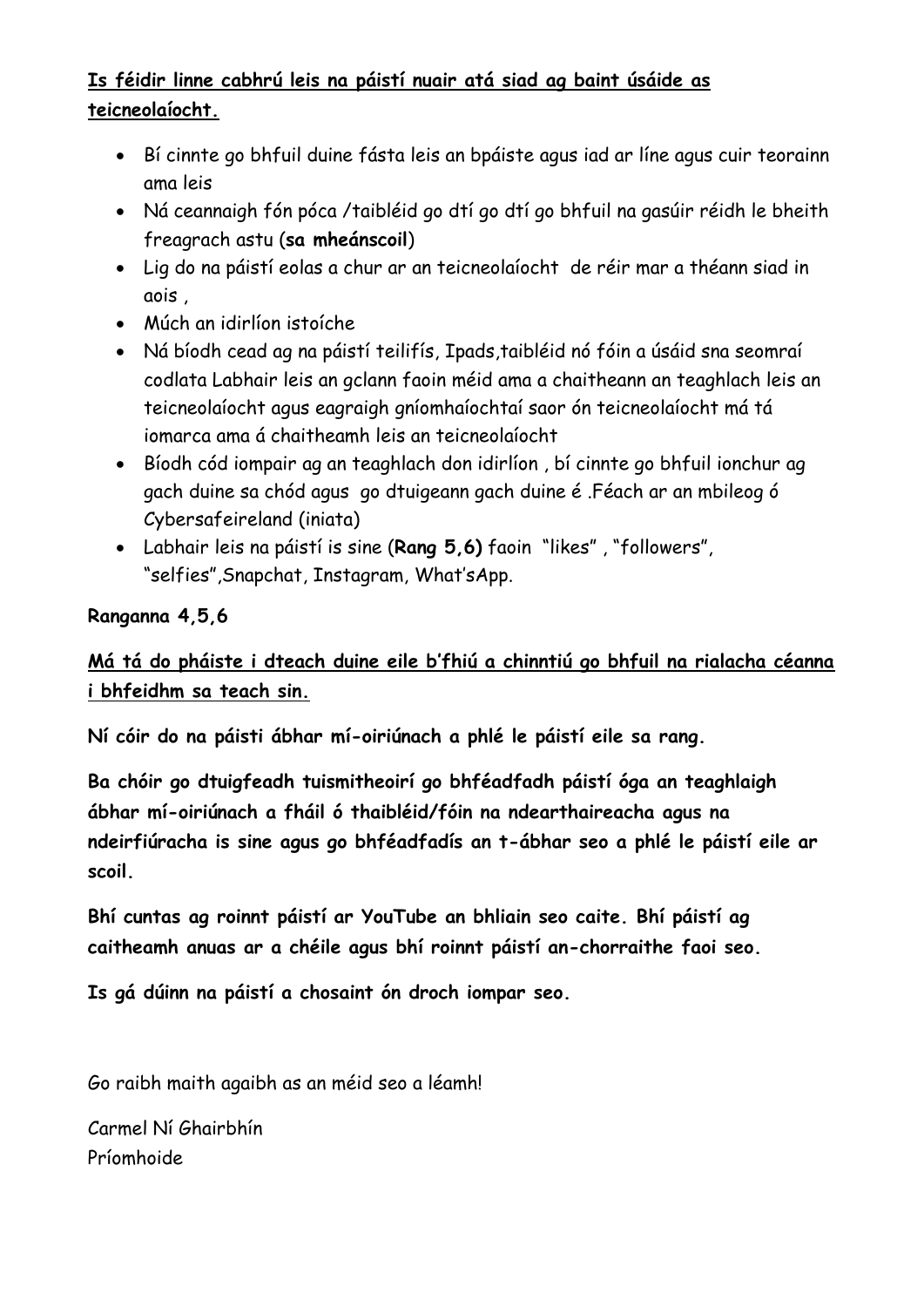**<u>Is féidir linne cabhrú leis na páistí nuair atá siad ag baint úsáide as teicneolaíocht.</u>**

- Bí cinnte go bhfuil duine fásta leis an bpáiste agus iad ar líne agus cuir teorainn ama leis
- Ná ceannaigh fón póca /taibléid go dtí go dtí go bhfuil na gasúir réidh le bheith freagrach astu (**sa mheánscoil**)
- Lig do na páistí eolas a chur ar an teicneolaíocht de réir mar a théann siad in aois ,
- Múch an idirlíon istoíche
- Ná bíodh cead ag na páistí teilifís, Ipads,taibléid nó fóin a úsáid sna seomraí codlata Labhair leis an gclann faoin méid ama a chaitheann an teaghlach leis an teicneolaíocht agus eagraigh gníomhaíochtaí saor ón teicneolaíocht má tá iomarca ama á chaitheamh leis an teicneolaíocht
- Bíodh cód iompair ag an teaghlach don idirlíon , bí cinnte go bhfuil ionchur ag gach duine sa chód agus go dtuigeann gach duine é .Féach ar an mbileog ó Cybersafeireland (iniata)
- Labhair leis na páistí is sine (**Rang 5,6)** faoin "likes" , "followers", "selfies",Snapchat, Instagram, What'sApp.

**Ranganna 4,5,6**

**<u>Má tá do pháiste i dteach duine eile b'fhiú a chinntiú go bhfuil na rialacha céanna i bhfeidhm sa teach sin.</u>**

**Ní cóir do na páisti ábhar mí-oiriúnach a phlé le páistí eile sa rang.**

**Ba chóir go dtuigfeadh tuismitheoirí go bhféadfadh páistí óga an teaghlaigh ábhar mí-oiriúnach a fháil ó thaibléid/fóin na ndearthaireacha agus na ndeirfiúracha is sine agus go bhféadfadís an t-ábhar seo a phlé le páistí eile ar scoil.**

**Bhí cuntas ag roinnt páistí ar YouTube an bhliain seo caite. Bhí páistí ag caitheamh anuas ar a chéile agus bhí roinnt páistí an-chorraithe faoi seo.**

**Is gá dúinn na páistí a chosaint ón droch iompar seo.**

Go raibh maith agaibh as an méid seo a léamh!

Carmel Ní Ghairbhín
Príomhoide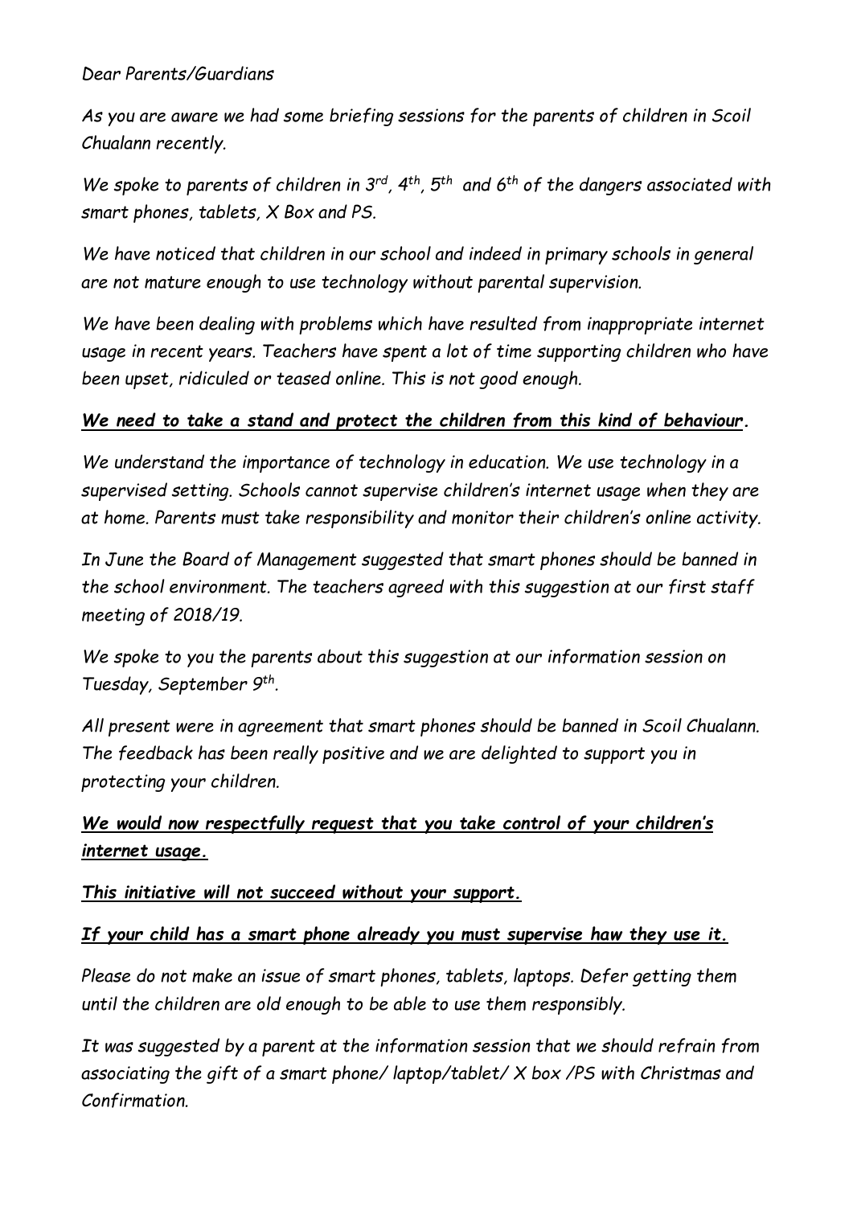*Dear Parents/Guardians*

*As you are aware we had some briefing sessions for the parents of children in Scoil Chualann recently.*

*We spoke to parents of children in 3rd, 4th, 5th and 6th of the dangers associated with smart phones, tablets, X Box and PS.*

*We have noticed that children in our school and indeed in primary schools in general are not mature enough to use technology without parental supervision.*

*We have been dealing with problems which have resulted from inappropriate internet usage in recent years. Teachers have spent a lot of time supporting children who have been upset, ridiculed or teased online. This is not good enough.*

***<u>We need to take a stand and protect the children from this kind of behaviour</u>.***

*We understand the importance of technology in education. We use technology in a supervised setting. Schools cannot supervise children's internet usage when they are at home. Parents must take responsibility and monitor their children's online activity.*

*In June the Board of Management suggested that smart phones should be banned in the school environment. The teachers agreed with this suggestion at our first staff meeting of 2018/19.*

*We spoke to you the parents about this suggestion at our information session on Tuesday, September 9th.*

*All present were in agreement that smart phones should be banned in Scoil Chualann. The feedback has been really positive and we are delighted to support you in protecting your children.*

***<u>We would now respectfully request that you take control of your children's internet usage.</u>***

***<u>This initiative will not succeed without your support.</u>***

***<u>If your child has a smart phone already you must supervise haw they use it.</u>***

*Please do not make an issue of smart phones, tablets, laptops. Defer getting them until the children are old enough to be able to use them responsibly.*

*It was suggested by a parent at the information session that we should refrain from associating the gift of a smart phone/ laptop/tablet/ X box /PS with Christmas and Confirmation.*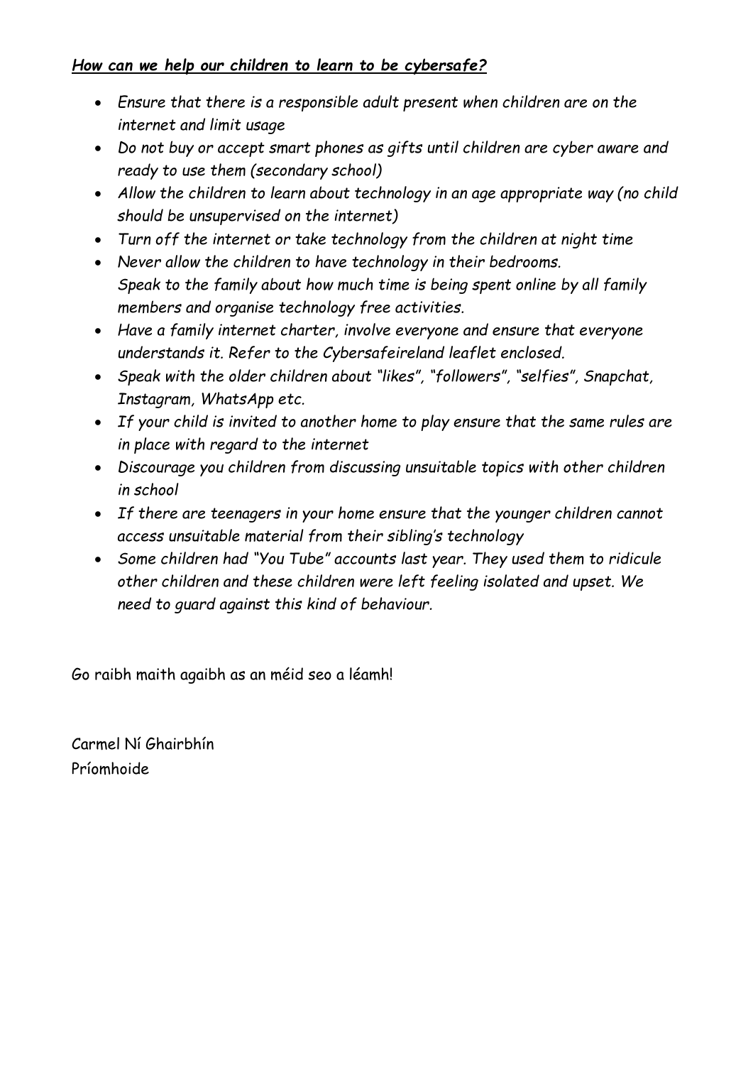***How can we help our children to learn to be cybersafe?***

- *Ensure that there is a responsible adult present when children are on the internet and limit usage*
- *Do not buy or accept smart phones as gifts until children are cyber aware and ready to use them (secondary school)*
- *Allow the children to learn about technology in an age appropriate way (no child should be unsupervised on the internet)*
- *Turn off the internet or take technology from the children at night time*
- *Never allow the children to have technology in their bedrooms.*
  *Speak to the family about how much time is being spent online by all family members and organise technology free activities.*
- *Have a family internet charter, involve everyone and ensure that everyone understands it. Refer to the Cybersafeireland leaflet enclosed.*
- *Speak with the older children about "likes", "followers", "selfies", Snapchat, Instagram, WhatsApp etc.*
- *If your child is invited to another home to play ensure that the same rules are in place with regard to the internet*
- *Discourage you children from discussing unsuitable topics with other children in school*
- *If there are teenagers in your home ensure that the younger children cannot access unsuitable material from their sibling's technology*
- *Some children had "You Tube" accounts last year. They used them to ridicule other children and these children were left feeling isolated and upset. We need to guard against this kind of behaviour.*

Go raibh maith agaibh as an méid seo a léamh!

Carmel Ní Ghairbhín
Príomhoide